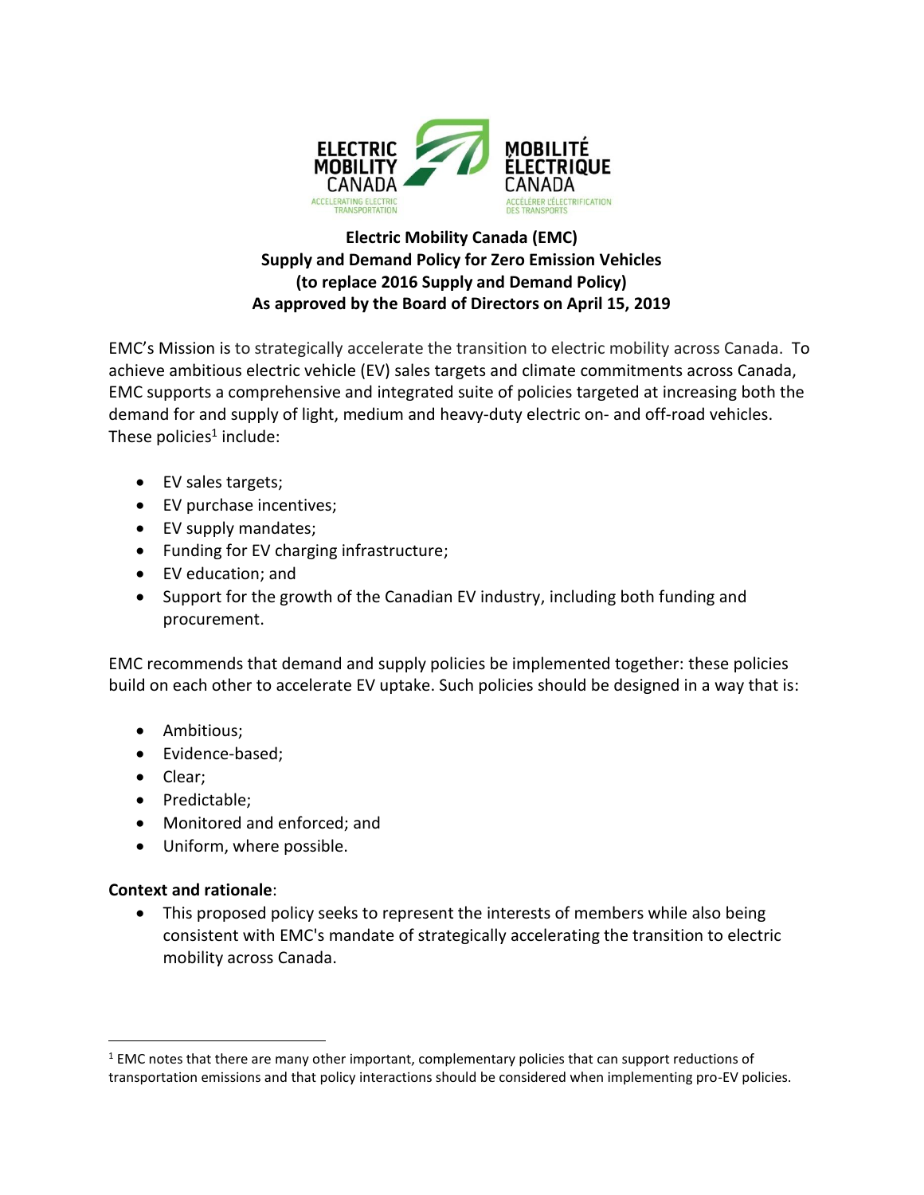**Electric Mobility Canada (EMC)**
**Supply and Demand Policy for Zero Emission Vehicles**
**(to replace 2016 Supply and Demand Policy)**
**As approved by the Board of Directors on April 15, 2019**

EMC's Mission is to strategically accelerate the transition to electric mobility across Canada. To achieve ambitious electric vehicle (EV) sales targets and climate commitments across Canada, EMC supports a comprehensive and integrated suite of policies targeted at increasing both the demand for and supply of light, medium and heavy-duty electric on- and off-road vehicles. These policies[1] include:

- EV sales targets;
- EV purchase incentives;
- EV supply mandates;
- Funding for EV charging infrastructure;
- EV education; and
- Support for the growth of the Canadian EV industry, including both funding and procurement.

EMC recommends that demand and supply policies be implemented together: these policies build on each other to accelerate EV uptake. Such policies should be designed in a way that is:

- Ambitious;
- Evidence-based;
- Clear;
- Predictable;
- Monitored and enforced; and
- Uniform, where possible.

**Context and rationale**:

- This proposed policy seeks to represent the interests of members while also being consistent with EMC's mandate of strategically accelerating the transition to electric mobility across Canada.

[1] EMC notes that there are many other important, complementary policies that can support reductions of transportation emissions and that policy interactions should be considered when implementing pro-EV policies.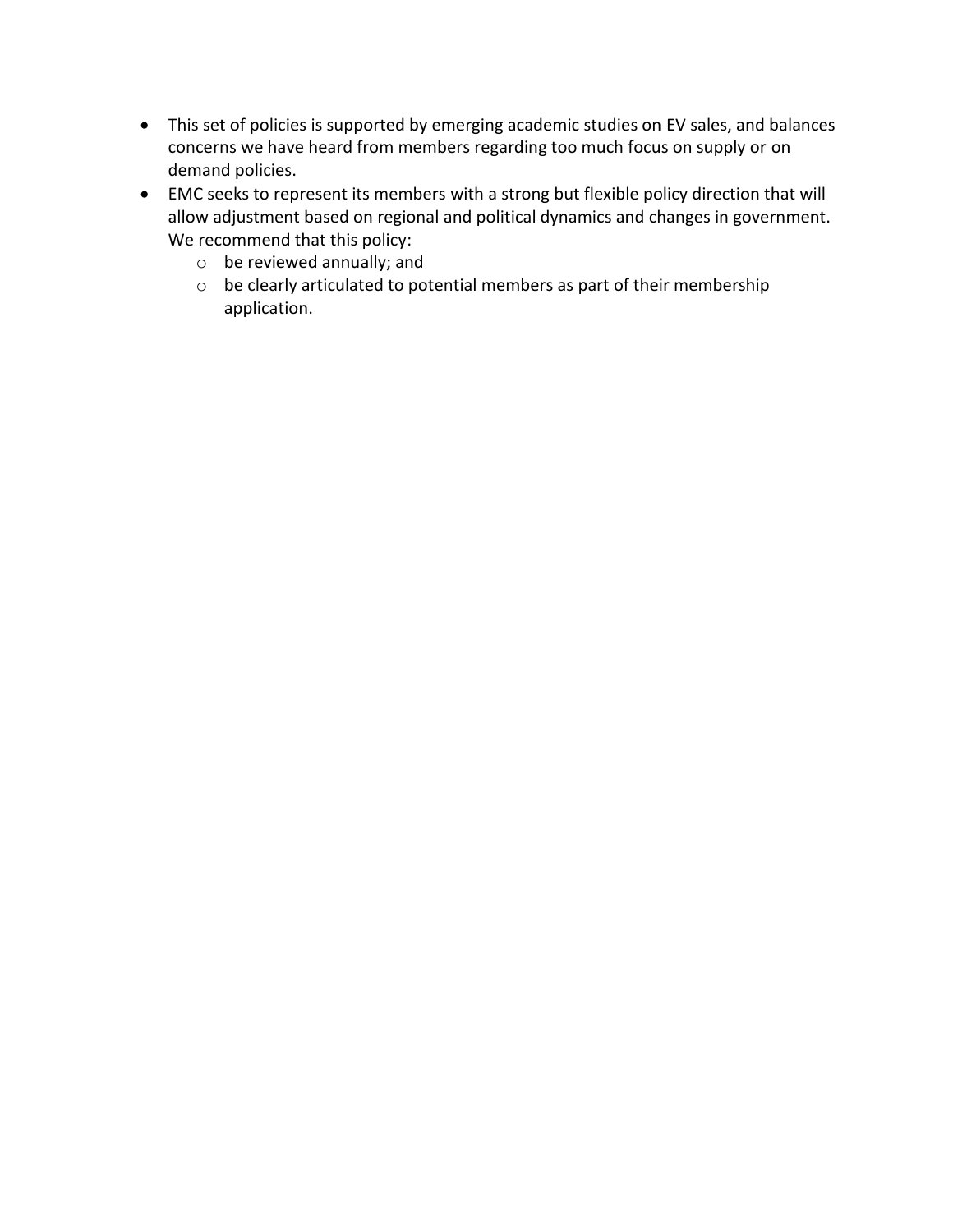- This set of policies is supported by emerging academic studies on EV sales, and balances concerns we have heard from members regarding too much focus on supply or on demand policies.
- EMC seeks to represent its members with a strong but flexible policy direction that will allow adjustment based on regional and political dynamics and changes in government. We recommend that this policy:
    - be reviewed annually; and
    - be clearly articulated to potential members as part of their membership application.